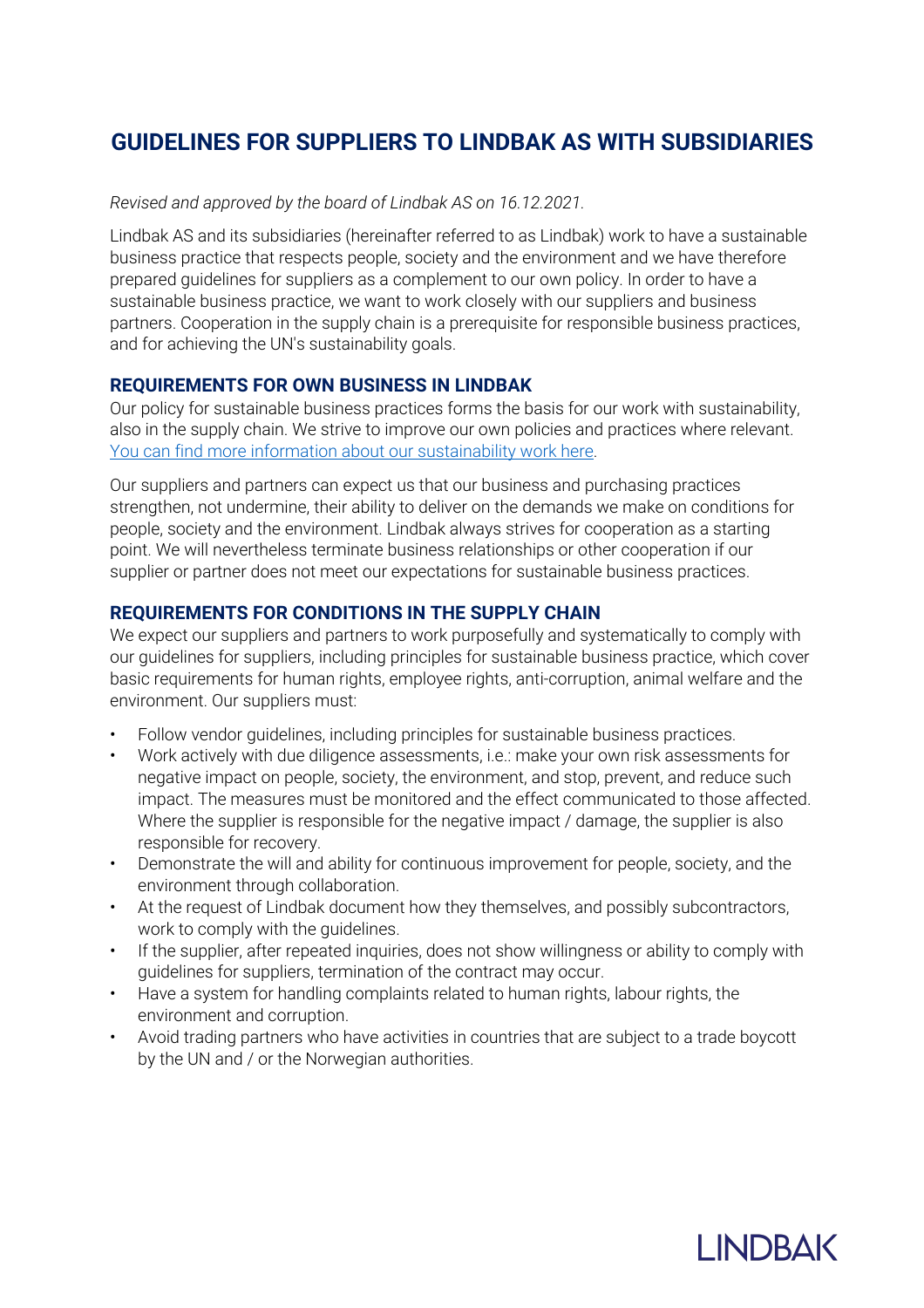# GUIDELINES FOR SUPPLIERS TO LINDBAK AS WITH SUBSIDIARIES

*Revised and approved by the board of Lindbak AS on 16.12.2021.*

Lindbak AS and its subsidiaries (hereinafter referred to as Lindbak) work to have a sustainable business practice that respects people, society and the environment and we have therefore prepared guidelines for suppliers as a complement to our own policy. In order to have a sustainable business practice, we want to work closely with our suppliers and business partners. Cooperation in the supply chain is a prerequisite for responsible business practices, and for achieving the UN's sustainability goals.

## REQUIREMENTS FOR OWN BUSINESS IN LINDBAK

Our policy for sustainable business practices forms the basis for our work with sustainability, also in the supply chain. We strive to improve our own policies and practices where relevant. You can find more information about our sustainability work here.

Our suppliers and partners can expect us that our business and purchasing practices strengthen, not undermine, their ability to deliver on the demands we make on conditions for people, society and the environment. Lindbak always strives for cooperation as a starting point. We will nevertheless terminate business relationships or other cooperation if our supplier or partner does not meet our expectations for sustainable business practices.

## REQUIREMENTS FOR CONDITIONS IN THE SUPPLY CHAIN

We expect our suppliers and partners to work purposefully and systematically to comply with our guidelines for suppliers, including principles for sustainable business practice, which cover basic requirements for human rights, employee rights, anti-corruption, animal welfare and the environment. Our suppliers must:

- Follow vendor guidelines, including principles for sustainable business practices.
- Work actively with due diligence assessments, i.e.: make your own risk assessments for negative impact on people, society, the environment, and stop, prevent, and reduce such impact. The measures must be monitored and the effect communicated to those affected. Where the supplier is responsible for the negative impact / damage, the supplier is also responsible for recovery.
- Demonstrate the will and ability for continuous improvement for people, society, and the environment through collaboration.
- At the request of Lindbak document how they themselves, and possibly subcontractors, work to comply with the guidelines.
- If the supplier, after repeated inquiries, does not show willingness or ability to comply with guidelines for suppliers, termination of the contract may occur.
- Have a system for handling complaints related to human rights, labour rights, the environment and corruption.
- Avoid trading partners who have activities in countries that are subject to a trade boycott by the UN and / or the Norwegian authorities.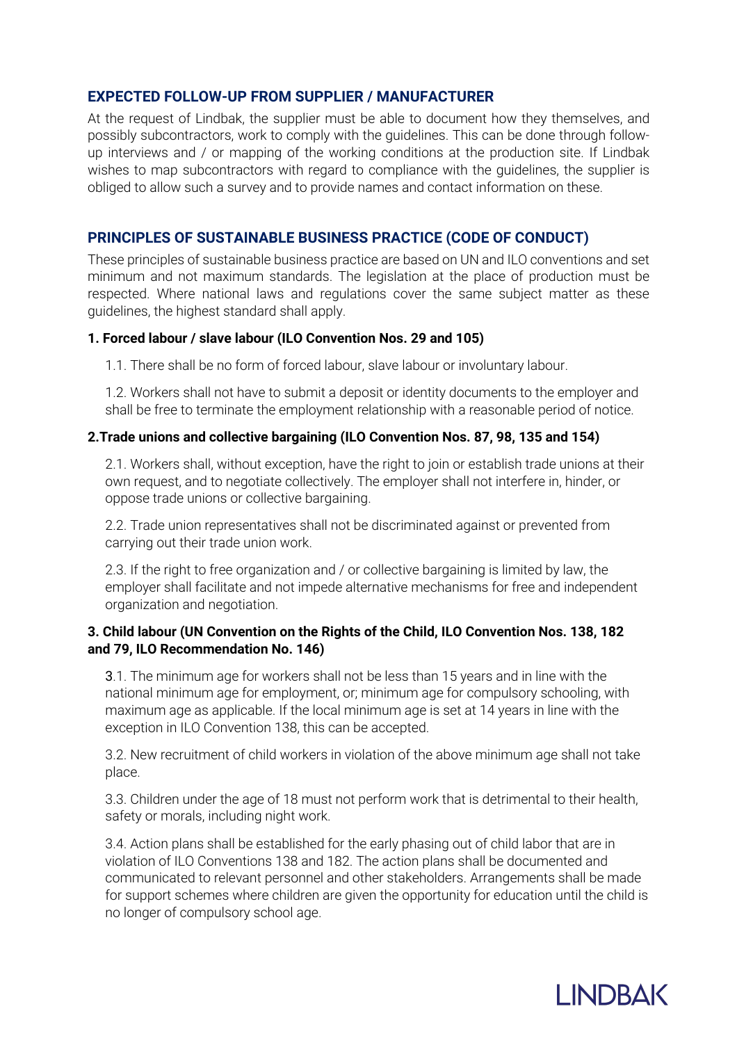## EXPECTED FOLLOW-UP FROM SUPPLIER / MANUFACTURER

At the request of Lindbak, the supplier must be able to document how they themselves, and possibly subcontractors, work to comply with the guidelines. This can be done through follow-up interviews and / or mapping of the working conditions at the production site. If Lindbak wishes to map subcontractors with regard to compliance with the guidelines, the supplier is obliged to allow such a survey and to provide names and contact information on these.

## PRINCIPLES OF SUSTAINABLE BUSINESS PRACTICE (CODE OF CONDUCT)

These principles of sustainable business practice are based on UN and ILO conventions and set minimum and not maximum standards. The legislation at the place of production must be respected. Where national laws and regulations cover the same subject matter as these guidelines, the highest standard shall apply.

### 1. Forced labour / slave labour (ILO Convention Nos. 29 and 105)

1.1. There shall be no form of forced labour, slave labour or involuntary labour.

1.2. Workers shall not have to submit a deposit or identity documents to the employer and shall be free to terminate the employment relationship with a reasonable period of notice.

### 2.Trade unions and collective bargaining (ILO Convention Nos. 87, 98, 135 and 154)

2.1. Workers shall, without exception, have the right to join or establish trade unions at their own request, and to negotiate collectively. The employer shall not interfere in, hinder, or oppose trade unions or collective bargaining.

2.2. Trade union representatives shall not be discriminated against or prevented from carrying out their trade union work.

2.3. If the right to free organization and / or collective bargaining is limited by law, the employer shall facilitate and not impede alternative mechanisms for free and independent organization and negotiation.

### 3. Child labour (UN Convention on the Rights of the Child, ILO Convention Nos. 138, 182 and 79, ILO Recommendation No. 146)

3.1. The minimum age for workers shall not be less than 15 years and in line with the national minimum age for employment, or; minimum age for compulsory schooling, with maximum age as applicable. If the local minimum age is set at 14 years in line with the exception in ILO Convention 138, this can be accepted.

3.2. New recruitment of child workers in violation of the above minimum age shall not take place.

3.3. Children under the age of 18 must not perform work that is detrimental to their health, safety or morals, including night work.

3.4. Action plans shall be established for the early phasing out of child labor that are in violation of ILO Conventions 138 and 182. The action plans shall be documented and communicated to relevant personnel and other stakeholders. Arrangements shall be made for support schemes where children are given the opportunity for education until the child is no longer of compulsory school age.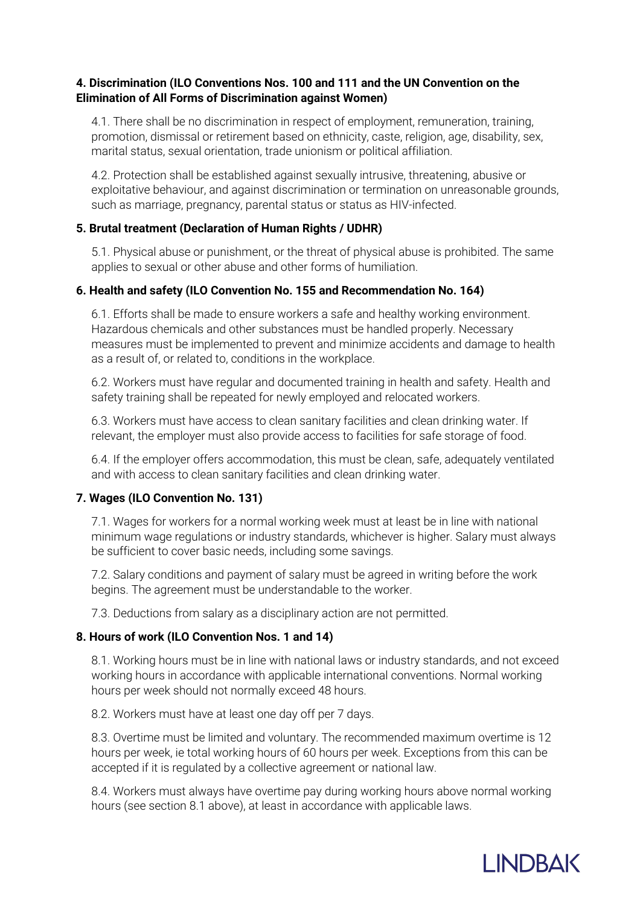**4. Discrimination (ILO Conventions Nos. 100 and 111 and the UN Convention on the Elimination of All Forms of Discrimination against Women)**

4.1. There shall be no discrimination in respect of employment, remuneration, training, promotion, dismissal or retirement based on ethnicity, caste, religion, age, disability, sex, marital status, sexual orientation, trade unionism or political affiliation.

4.2. Protection shall be established against sexually intrusive, threatening, abusive or exploitative behaviour, and against discrimination or termination on unreasonable grounds, such as marriage, pregnancy, parental status or status as HIV-infected.

**5. Brutal treatment (Declaration of Human Rights / UDHR)**

5.1. Physical abuse or punishment, or the threat of physical abuse is prohibited. The same applies to sexual or other abuse and other forms of humiliation.

**6. Health and safety (ILO Convention No. 155 and Recommendation No. 164)**

6.1. Efforts shall be made to ensure workers a safe and healthy working environment. Hazardous chemicals and other substances must be handled properly. Necessary measures must be implemented to prevent and minimize accidents and damage to health as a result of, or related to, conditions in the workplace.

6.2. Workers must have regular and documented training in health and safety. Health and safety training shall be repeated for newly employed and relocated workers.

6.3. Workers must have access to clean sanitary facilities and clean drinking water. If relevant, the employer must also provide access to facilities for safe storage of food.

6.4. If the employer offers accommodation, this must be clean, safe, adequately ventilated and with access to clean sanitary facilities and clean drinking water.

**7. Wages (ILO Convention No. 131)**

7.1. Wages for workers for a normal working week must at least be in line with national minimum wage regulations or industry standards, whichever is higher. Salary must always be sufficient to cover basic needs, including some savings.

7.2. Salary conditions and payment of salary must be agreed in writing before the work begins. The agreement must be understandable to the worker.

7.3. Deductions from salary as a disciplinary action are not permitted.

**8. Hours of work (ILO Convention Nos. 1 and 14)**

8.1. Working hours must be in line with national laws or industry standards, and not exceed working hours in accordance with applicable international conventions. Normal working hours per week should not normally exceed 48 hours.

8.2. Workers must have at least one day off per 7 days.

8.3. Overtime must be limited and voluntary. The recommended maximum overtime is 12 hours per week, ie total working hours of 60 hours per week. Exceptions from this can be accepted if it is regulated by a collective agreement or national law.

8.4. Workers must always have overtime pay during working hours above normal working hours (see section 8.1 above), at least in accordance with applicable laws.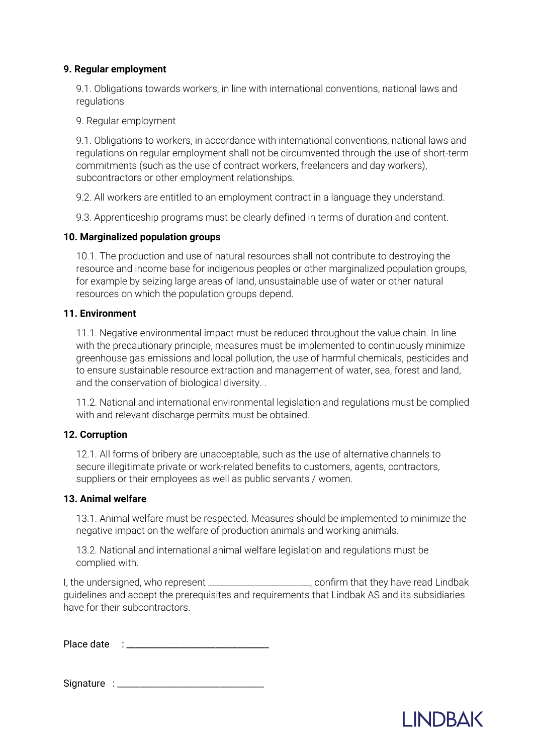**9. Regular employment**

9.1. Obligations towards workers, in line with international conventions, national laws and regulations

9. Regular employment

9.1. Obligations to workers, in accordance with international conventions, national laws and regulations on regular employment shall not be circumvented through the use of short-term commitments (such as the use of contract workers, freelancers and day workers), subcontractors or other employment relationships.

9.2. All workers are entitled to an employment contract in a language they understand.

9.3. Apprenticeship programs must be clearly defined in terms of duration and content.

**10. Marginalized population groups**

10.1. The production and use of natural resources shall not contribute to destroying the resource and income base for indigenous peoples or other marginalized population groups, for example by seizing large areas of land, unsustainable use of water or other natural resources on which the population groups depend.

**11. Environment**

11.1. Negative environmental impact must be reduced throughout the value chain. In line with the precautionary principle, measures must be implemented to continuously minimize greenhouse gas emissions and local pollution, the use of harmful chemicals, pesticides and to ensure sustainable resource extraction and management of water, sea, forest and land, and the conservation of biological diversity. .

11.2. National and international environmental legislation and regulations must be complied with and relevant discharge permits must be obtained.

**12. Corruption**

12.1. All forms of bribery are unacceptable, such as the use of alternative channels to secure illegitimate private or work-related benefits to customers, agents, contractors, suppliers or their employees as well as public servants / women.

**13. Animal welfare**

13.1. Animal welfare must be respected. Measures should be implemented to minimize the negative impact on the welfare of production animals and working animals.

13.2. National and international animal welfare legislation and regulations must be complied with.

I, the undersigned, who represent ______________________, confirm that they have read Lindbak guidelines and accept the prerequisites and requirements that Lindbak AS and its subsidiaries have for their subcontractors.

Place date : ______________________________

Signature : ______________________________

LINDBAK